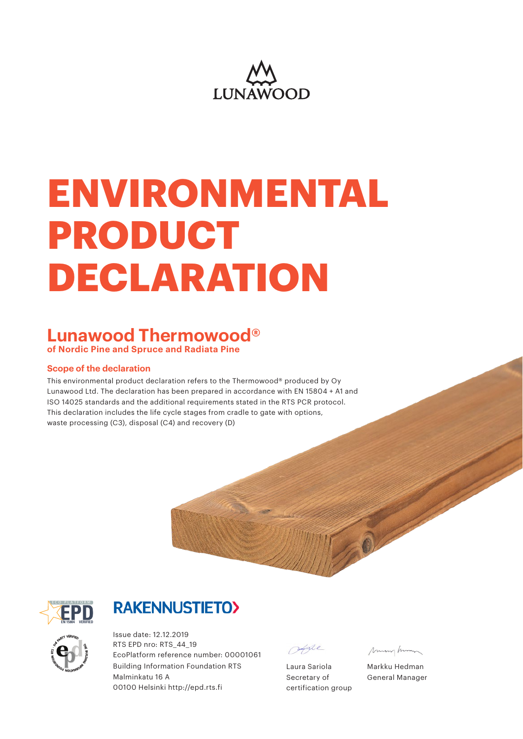LUNAWOOD

# ENVIRONMENTAL PRODUCT DECLARATION

## Lunawood Thermowood®

**of Nordic Pine and Spruce and Radiata Pine**

### Scope of the declaration

This environmental product declaration refers to the Thermowood® produced by Oy Lunawood Ltd. The declaration has been prepared in accordance with EN 15804 + A1 and ISO 14025 standards and the additional requirements stated in the RTS PCR protocol. This declaration includes the life cycle stages from cradle to gate with options, waste processing (C3), disposal (C4) and recovery (D)

RAKENNUSTIETO

Issue date: 12.12.2019
RTS EPD nro: RTS_44_19
EcoPlatform reference number: 00001061
Building Information Foundation RTS
Malminkatu 16 A
00100 Helsinki http://epd.rts.fi

Laura Sariola
Secretary of certification group

Markku Hedman
General Manager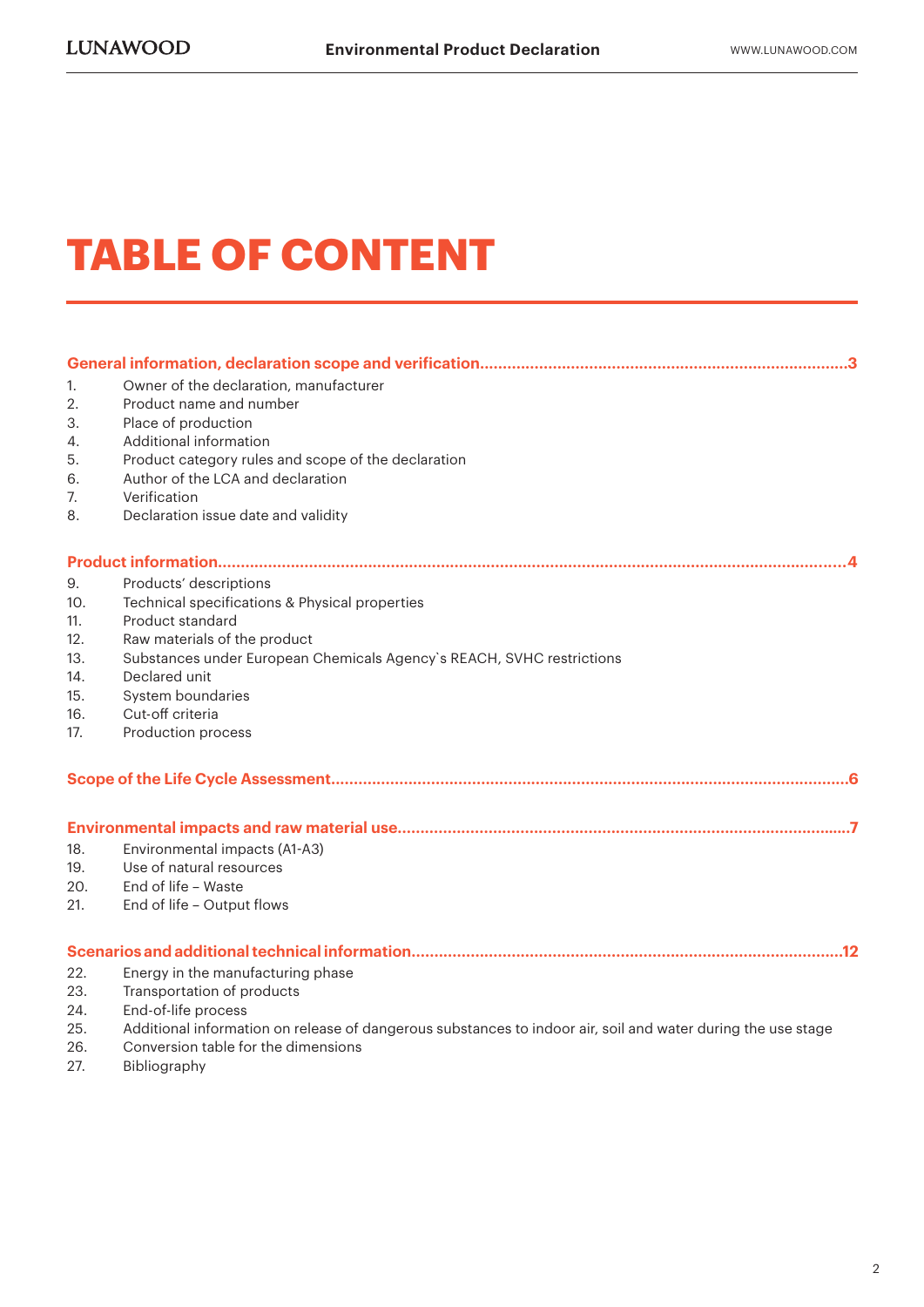# TABLE OF CONTENT

**General information, declaration scope and verification........................................3**

1. Owner of the declaration, manufacturer
2. Product name and number
3. Place of production
4. Additional information
5. Product category rules and scope of the declaration
6. Author of the LCA and declaration
7. Verification
8. Declaration issue date and validity

**Product information........................................4**

9. Products' descriptions
10. Technical specifications & Physical properties
11. Product standard
12. Raw materials of the product
13. Substances under European Chemicals Agency`s REACH, SVHC restrictions
14. Declared unit
15. System boundaries
16. Cut-off criteria
17. Production process

**Scope of the Life Cycle Assessment........................................6**

**Environmental impacts and raw material use........................................7**

18. Environmental impacts (A1-A3)
19. Use of natural resources
20. End of life – Waste
21. End of life – Output flows

**Scenarios and additional technical information........................................12**

22. Energy in the manufacturing phase
23. Transportation of products
24. End-of-life process
25. Additional information on release of dangerous substances to indoor air, soil and water during the use stage
26. Conversion table for the dimensions
27. Bibliography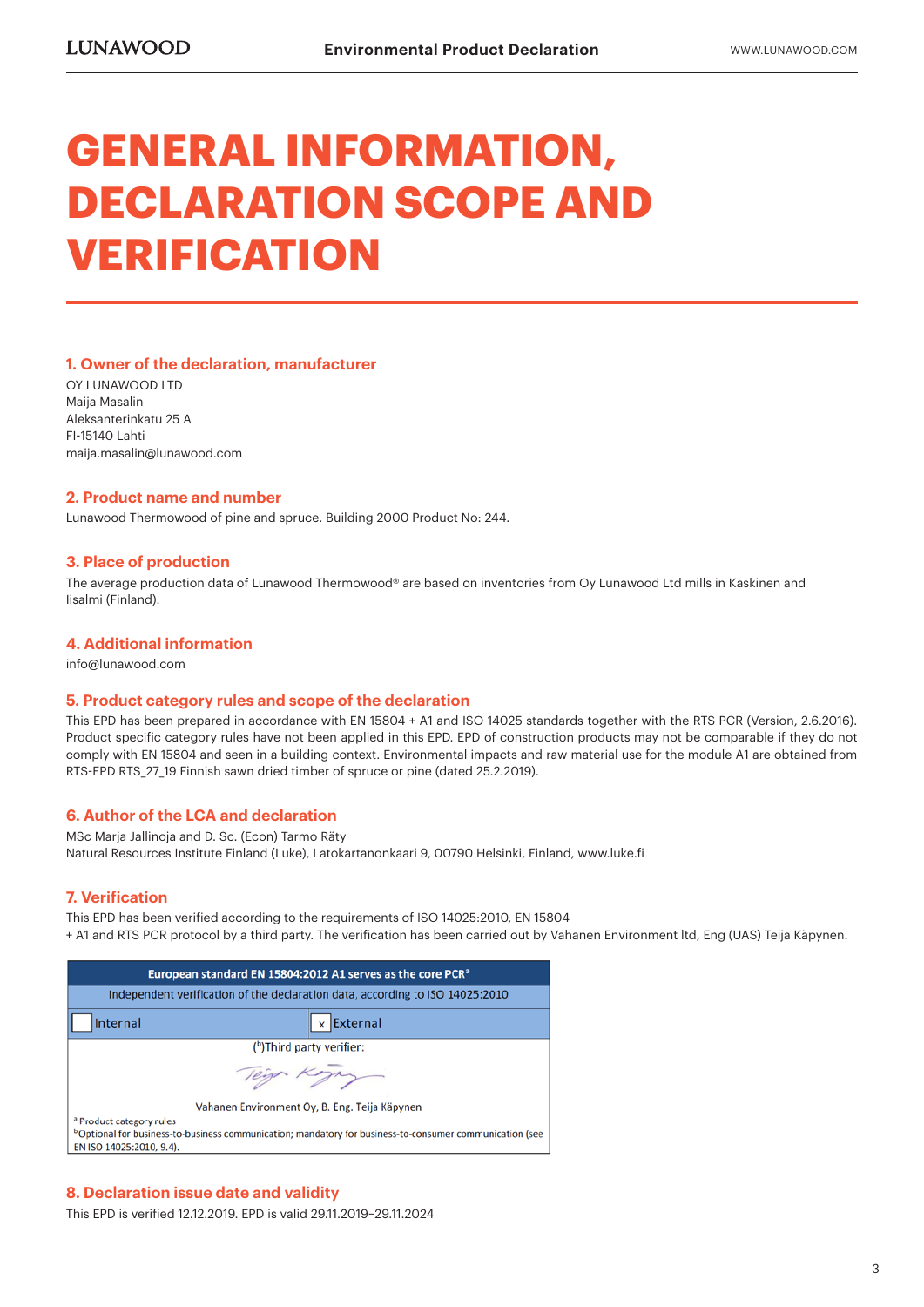# GENERAL INFORMATION, DECLARATION SCOPE AND VERIFICATION

## 1. Owner of the declaration, manufacturer

OY LUNAWOOD LTD
Maija Masalin
Aleksanterinkatu 25 A
FI-15140 Lahti
maija.masalin@lunawood.com

## 2. Product name and number

Lunawood Thermowood of pine and spruce. Building 2000 Product No: 244.

## 3. Place of production

The average production data of Lunawood Thermowood® are based on inventories from Oy Lunawood Ltd mills in Kaskinen and Iisalmi (Finland).

## 4. Additional information

info@lunawood.com

## 5. Product category rules and scope of the declaration

This EPD has been prepared in accordance with EN 15804 + A1 and ISO 14025 standards together with the RTS PCR (Version, 2.6.2016). Product specific category rules have not been applied in this EPD. EPD of construction products may not be comparable if they do not comply with EN 15804 and seen in a building context. Environmental impacts and raw material use for the module A1 are obtained from RTS-EPD RTS_27_19 Finnish sawn dried timber of spruce or pine (dated 25.2.2019).

## 6. Author of the LCA and declaration

MSc Marja Jallinoja and D. Sc. (Econ) Tarmo Räty
Natural Resources Institute Finland (Luke), Latokartanonkaari 9, 00790 Helsinki, Finland, www.luke.fi

## 7. Verification

This EPD has been verified according to the requirements of ISO 14025:2010, EN 15804 + A1 and RTS PCR protocol by a third party. The verification has been carried out by Vahanen Environment ltd, Eng (UAS) Teija Käpynen.

| European standard EN 15804:2012 A1 serves as the core PCR[a] | |
|---|---|
| Independent verification of the declaration data, according to ISO 14025:2010 | |
| ☐ Internal | ☒ External |
| ([b])Third party verifier: Vahanen Environment Oy, B. Eng. Teija Käpynen | |

[a] Product category rules
[b] Optional for business-to-business communication; mandatory for business-to-consumer communication (see EN ISO 14025:2010, 9.4).

## 8. Declaration issue date and validity

This EPD is verified 12.12.2019. EPD is valid 29.11.2019–29.11.2024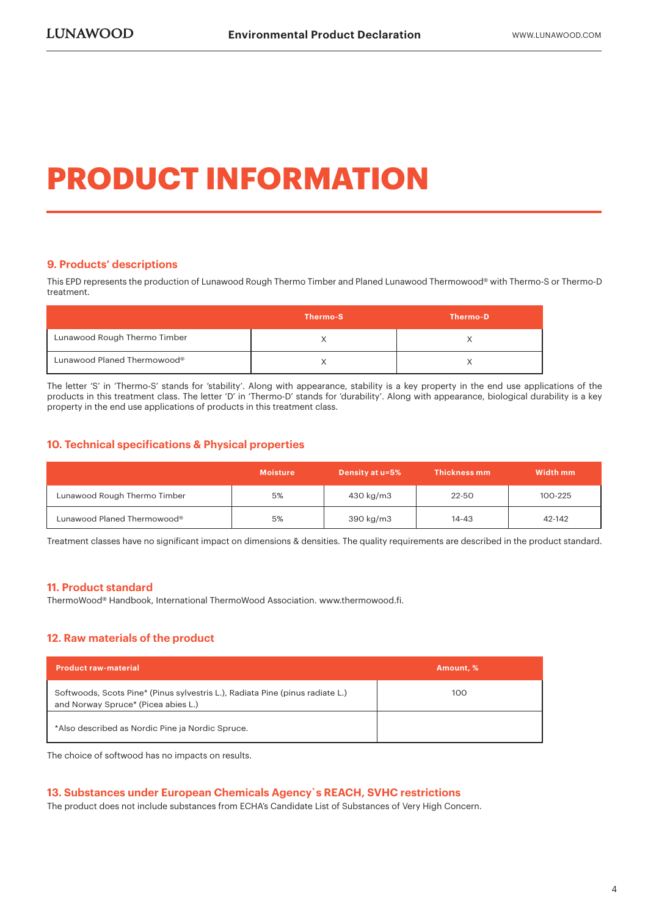# PRODUCT INFORMATION

### 9. Products' descriptions

This EPD represents the production of Lunawood Rough Thermo Timber and Planed Lunawood Thermowood® with Thermo-S or Thermo-D treatment.

| | Thermo-S | Thermo-D |
|---|---|---|
| Lunawood Rough Thermo Timber | X | X |
| Lunawood Planed Thermowood® | X | X |

The letter 'S' in 'Thermo-S' stands for 'stability'. Along with appearance, stability is a key property in the end use applications of the products in this treatment class. The letter 'D' in 'Thermo-D' stands for 'durability'. Along with appearance, biological durability is a key property in the end use applications of products in this treatment class.

### 10. Technical specifications & Physical properties

| | Moisture | Density at u=5% | Thickness mm | Width mm |
|---|---|---|---|---|
| Lunawood Rough Thermo Timber | 5% | 430 kg/m3 | 22-50 | 100-225 |
| Lunawood Planed Thermowood® | 5% | 390 kg/m3 | 14-43 | 42-142 |

Treatment classes have no significant impact on dimensions & densities. The quality requirements are described in the product standard.

### 11. Product standard

ThermoWood® Handbook, International ThermoWood Association. www.thermowood.fi.

### 12. Raw materials of the product

| Product raw-material | Amount, % |
|---|---|
| Softwoods, Scots Pine* (Pinus sylvestris L.), Radiata Pine (pinus radiate L.) and Norway Spruce* (Picea abies L.) | 100 |
| *Also described as Nordic Pine ja Nordic Spruce. | |

The choice of softwood has no impacts on results.

### 13. Substances under European Chemicals Agency`s REACH, SVHC restrictions

The product does not include substances from ECHA's Candidate List of Substances of Very High Concern.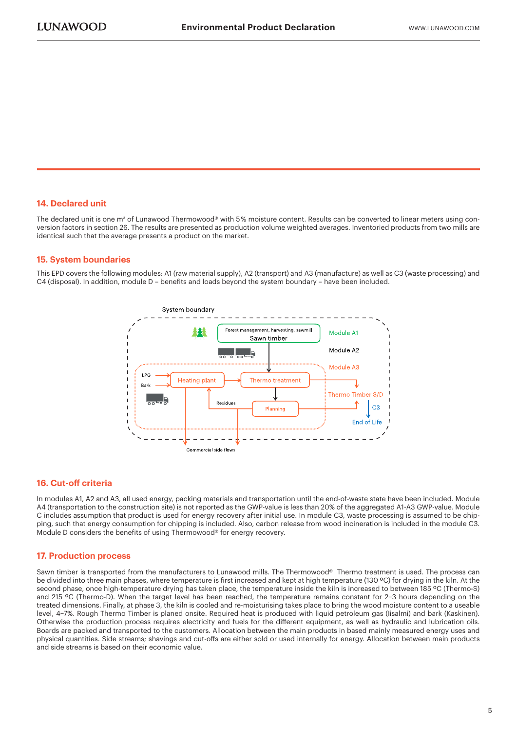## 14. Declared unit

The declared unit is one m³ of Lunawood Thermowood® with 5 % moisture content. Results can be converted to linear meters using conversion factors in section 26. The results are presented as production volume weighted averages. Inventoried products from two mills are identical such that the average presents a product on the market.

## 15. System boundaries

This EPD covers the following modules: A1 (raw material supply), A2 (transport) and A3 (manufacture) as well as C3 (waste processing) and C4 (disposal). In addition, module D – benefits and loads beyond the system boundary – have been included.

System boundary

Forest management, harvesting, sawmill
Sawn timber

Module A1

Module A2

Module A3

LPG

Bark

Heating plant

Thermo treatment

Thermo Timber S/D

Residues

Planning

C3

End of Life

Commercial side flows

## 16. Cut-off criteria

In modules A1, A2 and A3, all used energy, packing materials and transportation until the end-of-waste state have been included. Module A4 (transportation to the construction site) is not reported as the GWP-value is less than 20% of the aggregated A1-A3 GWP-value. Module C includes assumption that product is used for energy recovery after initial use. In module C3, waste processing is assumed to be chipping, such that energy consumption for chipping is included. Also, carbon release from wood incineration is included in the module C3. Module D considers the benefits of using Thermowood® for energy recovery.

## 17. Production process

Sawn timber is transported from the manufacturers to Lunawood mills. The Thermowood® Thermo treatment is used. The process can be divided into three main phases, where temperature is first increased and kept at high temperature (130 ºC) for drying in the kiln. At the second phase, once high-temperature drying has taken place, the temperature inside the kiln is increased to between 185 ºC (Thermo-S) and 215 ºC (Thermo-D). When the target level has been reached, the temperature remains constant for 2–3 hours depending on the treated dimensions. Finally, at phase 3, the kiln is cooled and re-moisturising takes place to bring the wood moisture content to a useable level, 4–7%. Rough Thermo Timber is planed onsite. Required heat is produced with liquid petroleum gas (Iisalmi) and bark (Kaskinen). Otherwise the production process requires electricity and fuels for the different equipment, as well as hydraulic and lubrication oils. Boards are packed and transported to the customers. Allocation between the main products in based mainly measured energy uses and physical quantities. Side streams; shavings and cut-offs are either sold or used internally for energy. Allocation between main products and side streams is based on their economic value.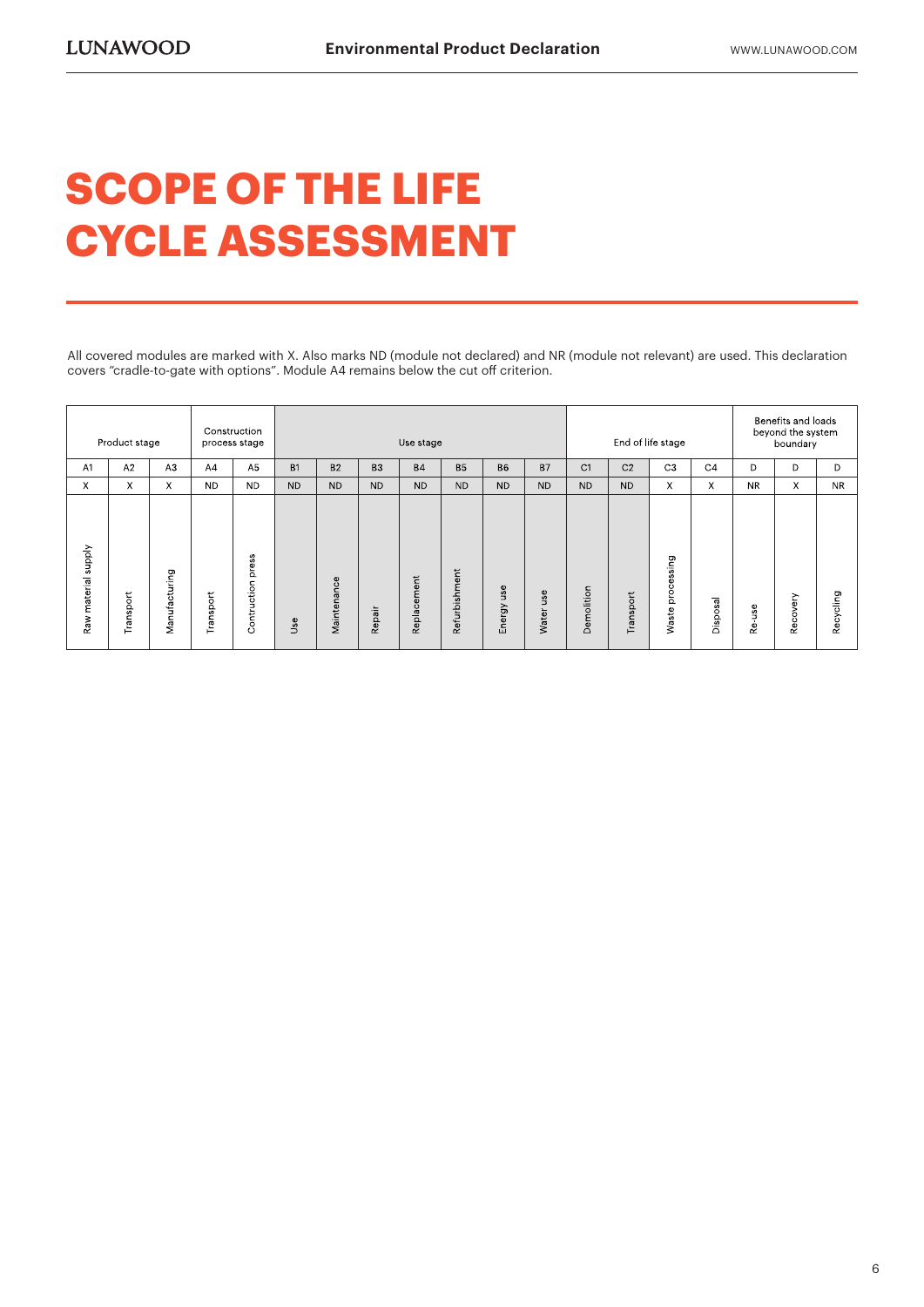# SCOPE OF THE LIFE CYCLE ASSESSMENT

All covered modules are marked with X. Also marks ND (module not declared) and NR (module not relevant) are used. This declaration covers "cradle-to-gate with options". Module A4 remains below the cut off criterion.

| Product stage | | | Construction process stage | | Use stage | | | | | | | End of life stage | | | | Benefits and loads beyond the system boundary | | |
|---|---|---|---|---|---|---|---|---|---|---|---|---|---|---|---|---|---|---|
| A1 | A2 | A3 | A4 | A5 | B1 | B2 | B3 | B4 | B5 | B6 | B7 | C1 | C2 | C3 | C4 | D | D | D |
| X | X | X | ND | ND | ND | ND | ND | ND | ND | ND | ND | ND | ND | X | X | NR | X | NR |
| Raw material supply | Transport | Manufacturing | Transport | Contruction press | Use | Maintenance | Repair | Replacement | Refurbishment | Energy use | Water use | Demolition | Transport | Waste processing | Disposal | Re-use | Recovery | Recycling |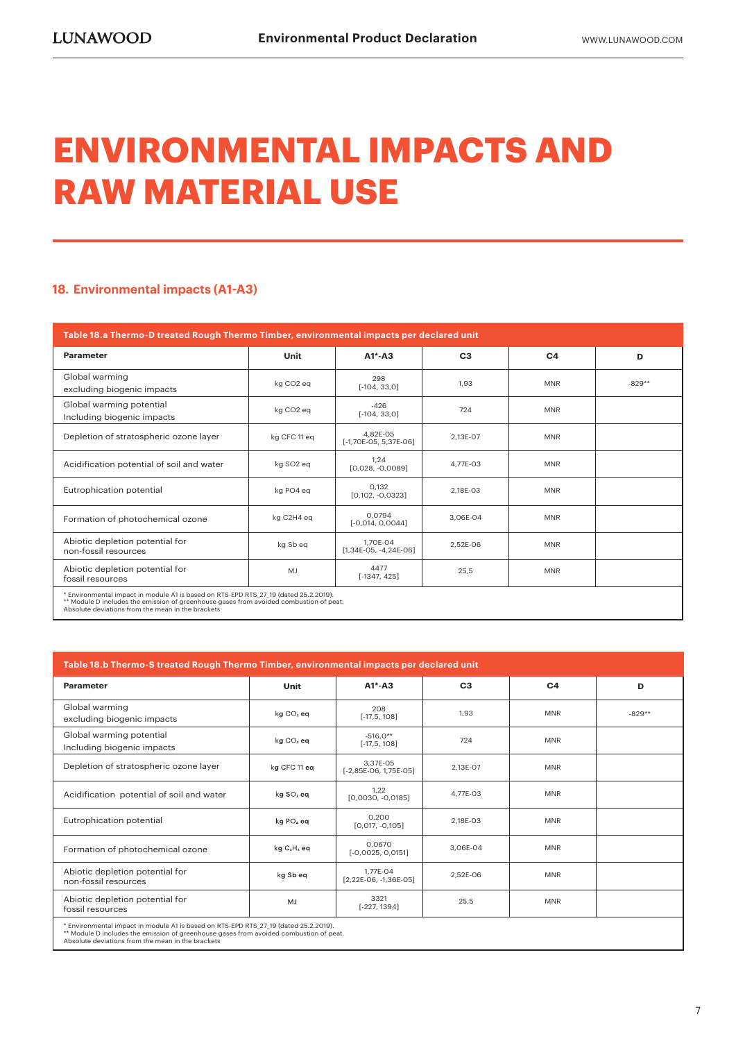# ENVIRONMENTAL IMPACTS AND RAW MATERIAL USE

## 18. Environmental impacts (A1-A3)

**Table 18.a Thermo-D treated Rough Thermo Timber, environmental impacts per declared unit**

| Parameter | Unit | A1*-A3 | C3 | C4 | D |
|---|---|---|---|---|---|
| Global warming excluding biogenic impacts | kg CO2 eq | 298 [-104, 33,0] | 1,93 | MNR | -829** |
| Global warming potential Including biogenic impacts | kg CO2 eq | -426 [-104, 33,0] | 724 | MNR | |
| Depletion of stratospheric ozone layer | kg CFC 11 eq | 4,82E-05 [-1,70E-05, 5,37E-06] | 2,13E-07 | MNR | |
| Acidification potential of soil and water | kg SO2 eq | 1,24 [0,028, -0,0089] | 4,77E-03 | MNR | |
| Eutrophication potential | kg PO4 eq | 0,132 [0,102, -0,0323] | 2,18E-03 | MNR | |
| Formation of photochemical ozone | kg C2H4 eq | 0,0794 [-0,014, 0,0044] | 3,06E-04 | MNR | |
| Abiotic depletion potential for non-fossil resources | kg Sb eq | 1,70E-04 [1,34E-05, -4,24E-06] | 2,52E-06 | MNR | |
| Abiotic depletion potential for fossil resources | MJ | 4477 [-1347, 425] | 25,5 | MNR | |

\* Environmental impact in module A1 is based on RTS-EPD RTS_27_19 (dated 25.2.2019).
\*\* Module D includes the emission of greenhouse gases from avoided combustion of peat.
Absolute deviations from the mean in the brackets

**Table 18.b Thermo-S treated Rough Thermo Timber, environmental impacts per declared unit**

| Parameter | Unit | A1*-A3 | C3 | C4 | D |
|---|---|---|---|---|---|
| Global warming excluding biogenic impacts | kg $CO_2$ eq | 208 [-17,5, 108] | 1,93 | MNR | -829** |
| Global warming potential Including biogenic impacts | kg $CO_2$ eq | -516,0** [-17,5, 108] | 724 | MNR | |
| Depletion of stratospheric ozone layer | kg CFC 11 eq | 3,37E-05 [-2,85E-06, 1,75E-05] | 2,13E-07 | MNR | |
| Acidification potential of soil and water | kg $SO_2$ eq | 1,22 [0,0030, -0,0185] | 4,77E-03 | MNR | |
| Eutrophication potential | kg $PO_4$ eq | 0,200 [0,017, -0,105] | 2,18E-03 | MNR | |
| Formation of photochemical ozone | kg $C_2H_4$ eq | 0,0670 [-0,0025, 0,0151] | 3,06E-04 | MNR | |
| Abiotic depletion potential for non-fossil resources | kg Sb eq | 1,77E-04 [2,22E-06, -1,36E-05] | 2,52E-06 | MNR | |
| Abiotic depletion potential for fossil resources | MJ | 3321 [-227, 1394] | 25,5 | MNR | |

\* Environmental impact in module A1 is based on RTS-EPD RTS_27_19 (dated 25.2.2019).
\*\* Module D includes the emission of greenhouse gases from avoided combustion of peat.
Absolute deviations from the mean in the brackets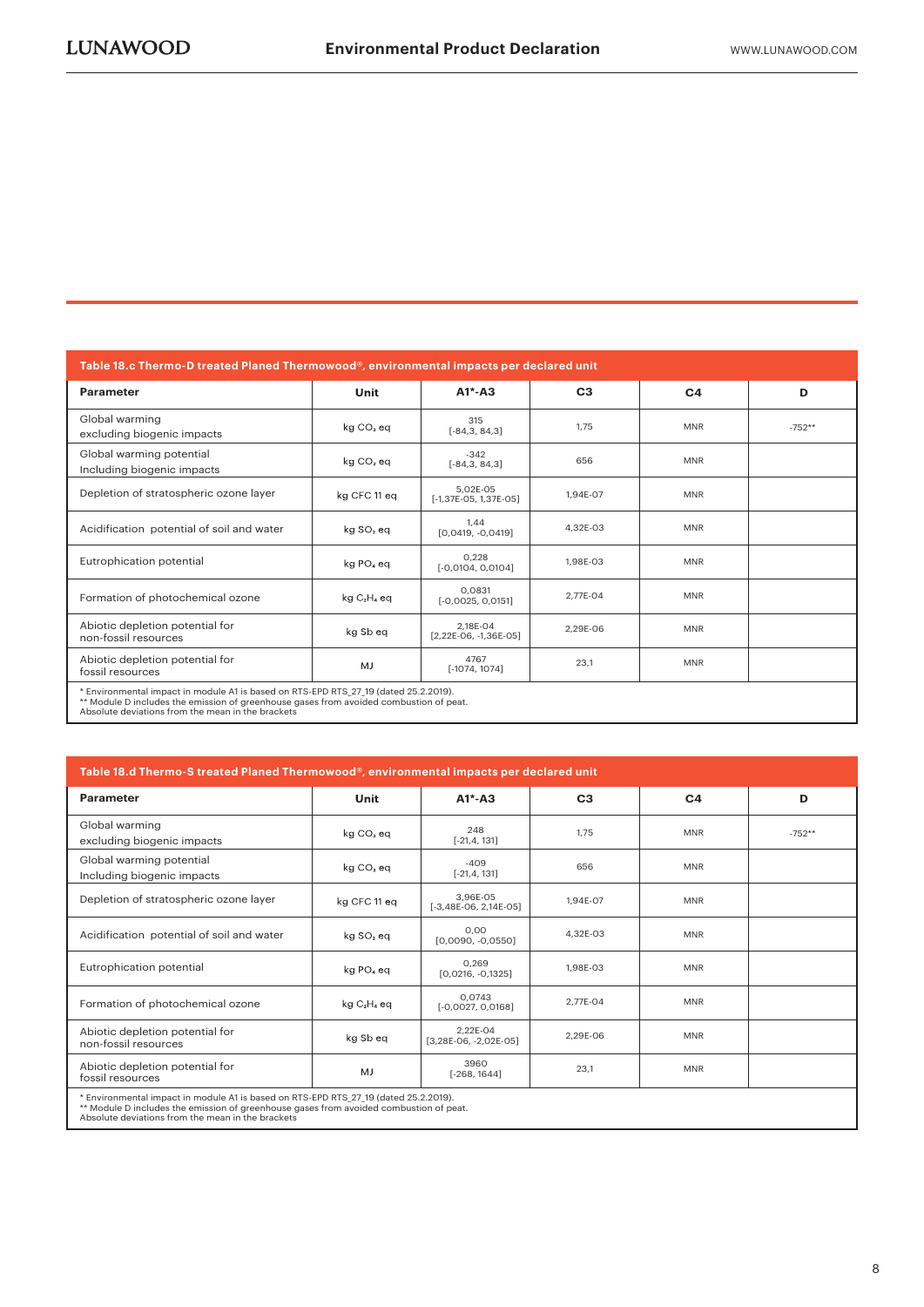**Table 18.c Thermo-D treated Planed Thermowood®, environmental impacts per declared unit**

| Parameter | Unit | A1*-A3 | C3 | C4 | D |
|---|---|---|---|---|---|
| Global warming excluding biogenic impacts | kg $CO_2$ eq | 315 [-84,3, 84,3] | 1,75 | MNR | -752** |
| Global warming potential Including biogenic impacts | kg $CO_2$ eq | -342 [-84,3, 84,3] | 656 | MNR | |
| Depletion of stratospheric ozone layer | kg CFC 11 eq | 5,02E-05 [-1,37E-05, 1,37E-05] | 1,94E-07 | MNR | |
| Acidification potential of soil and water | kg $SO_2$ eq | 1,44 [0,0419, -0,0419] | 4,32E-03 | MNR | |
| Eutrophication potential | kg $PO_4$ eq | 0,228 [-0,0104, 0,0104] | 1,98E-03 | MNR | |
| Formation of photochemical ozone | kg $C_2H_4$ eq | 0,0831 [-0,0025, 0,0151] | 2,77E-04 | MNR | |
| Abiotic depletion potential for non-fossil resources | kg Sb eq | 2,18E-04 [2,22E-06, -1,36E-05] | 2,29E-06 | MNR | |
| Abiotic depletion potential for fossil resources | MJ | 4767 [-1074, 1074] | 23,1 | MNR | |

\* Environmental impact in module A1 is based on RTS-EPD RTS_27_19 (dated 25.2.2019).
** Module D includes the emission of greenhouse gases from avoided combustion of peat.
Absolute deviations from the mean in the brackets

**Table 18.d Thermo-S treated Planed Thermowood®, environmental impacts per declared unit**

| Parameter | Unit | A1*-A3 | C3 | C4 | D |
|---|---|---|---|---|---|
| Global warming excluding biogenic impacts | kg $CO_2$ eq | 248 [-21,4, 131] | 1,75 | MNR | -752** |
| Global warming potential Including biogenic impacts | kg $CO_2$ eq | -409 [-21,4, 131] | 656 | MNR | |
| Depletion of stratospheric ozone layer | kg CFC 11 eq | 3,96E-05 [-3,48E-06, 2,14E-05] | 1,94E-07 | MNR | |
| Acidification potential of soil and water | kg $SO_2$ eq | 0,00 [0,0090, -0,0550] | 4,32E-03 | MNR | |
| Eutrophication potential | kg $PO_4$ eq | 0,269 [0,0216, -0,1325] | 1,98E-03 | MNR | |
| Formation of photochemical ozone | kg $C_2H_4$ eq | 0,0743 [-0,0027, 0,0168] | 2,77E-04 | MNR | |
| Abiotic depletion potential for non-fossil resources | kg Sb eq | 2,22E-04 [3,28E-06, -2,02E-05] | 2,29E-06 | MNR | |
| Abiotic depletion potential for fossil resources | MJ | 3960 [-268, 1644] | 23,1 | MNR | |

\* Environmental impact in module A1 is based on RTS-EPD RTS_27_19 (dated 25.2.2019).
** Module D includes the emission of greenhouse gases from avoided combustion of peat.
Absolute deviations from the mean in the brackets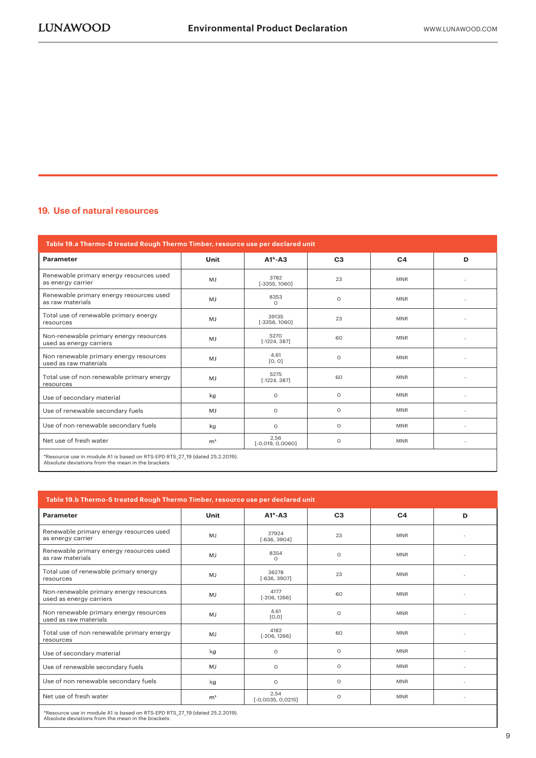## 19. Use of natural resources

| Table 19.a Thermo-D treated Rough Thermo Timber, resource use per declared unit | | | | | |
|---|---|---|---|---|---|
| **Parameter** | **Unit** | **A1*-A3** | **C3** | **C4** | **D** |
| Renewable primary energy resources used as energy carrier | MJ | 3782 [-3355, 1060] | 23 | MNR | - |
| Renewable primary energy resources used as raw materials | MJ | 8353 0 | 0 | MNR | - |
| Total use of renewable primary energy resources | MJ | 39135 [-3356, 1060] | 23 | MNR | - |
| Non-renewable primary energy resources used as energy carriers | MJ | 5270 [-1224, 387] | 60 | MNR | - |
| Non renewable primary energy resources used as raw materials | MJ | 4,61 [0, 0] | 0 | MNR | - |
| Total use of non renewable primary energy resources | MJ | 5275 [-1224, 387] | 60 | MNR | - |
| Use of secondary material | kg | 0 | 0 | MNR | - |
| Use of renewable secondary fuels | MJ | 0 | 0 | MNR | - |
| Use of non renewable secondary fuels | kg | 0 | 0 | MNR | - |
| Net use of fresh water | m³ | 2,56 [-0,019, 0,0060] | 0 | MNR | - |

*Resource use in module A1 is based on RTS-EPD RTS_27_19 (dated 25.2.2019).
Absolute deviations from the mean in the brackets

| Table 19.b Thermo-S treated Rough Thermo Timber, resource use per declared unit | | | | | |
|---|---|---|---|---|---|
| **Parameter** | **Unit** | **A1*-A3** | **C3** | **C4** | **D** |
| Renewable primary energy resources used as energy carrier | MJ | 27924 [-636, 3904] | 23 | MNR | - |
| Renewable primary energy resources used as raw materials | MJ | 8354 0 | 0 | MNR | - |
| Total use of renewable primary energy resources | MJ | 36278 [-636, 3907] | 23 | MNR | - |
| Non-renewable primary energy resources used as energy carriers | MJ | 4177 [-206, 1266] | 60 | MNR | - |
| Non renewable primary energy resources used as raw materials | MJ | 4,61 [0,0] | 0 | MNR | - |
| Total use of non renewable primary energy resources | MJ | 4182 [-206, 1266] | 60 | MNR | - |
| Use of secondary material | kg | 0 | 0 | MNR | - |
| Use of renewable secondary fuels | MJ | 0 | 0 | MNR | - |
| Use of non renewable secondary fuels | kg | 0 | 0 | MNR | - |
| Net use of fresh water | m³ | 2,54 [-0,0035, 0,0215] | 0 | MNR | - |

*Resource use in module A1 is based on RTS-EPD RTS_27_19 (dated 25.2.2019).
Absolute deviations from the mean in the brackets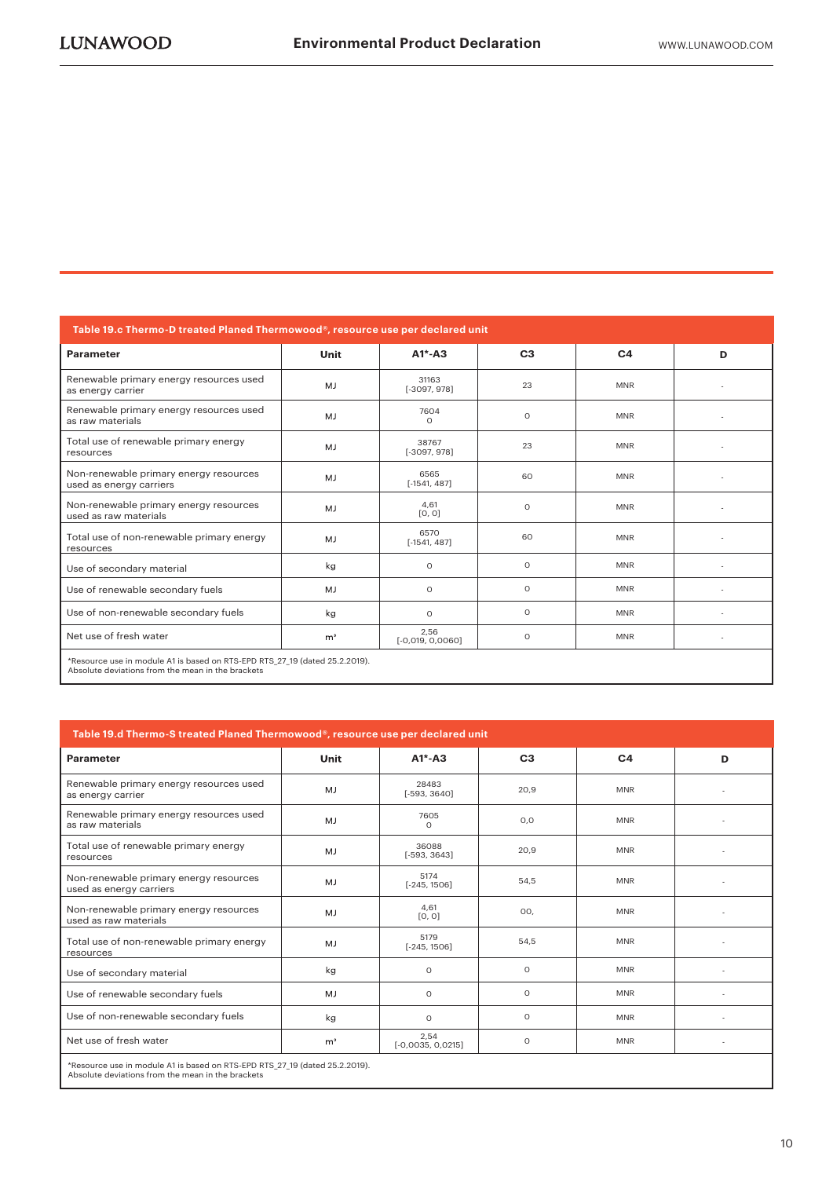**Table 19.c Thermo-D treated Planed Thermowood®, resource use per declared unit**

| Parameter | Unit | A1*-A3 | C3 | C4 | D |
|---|---|---|---|---|---|
| Renewable primary energy resources used as energy carrier | MJ | 31163 [-3097, 978] | 23 | MNR | - |
| Renewable primary energy resources used as raw materials | MJ | 7604 0 | 0 | MNR | - |
| Total use of renewable primary energy resources | MJ | 38767 [-3097, 978] | 23 | MNR | - |
| Non-renewable primary energy resources used as energy carriers | MJ | 6565 [-1541, 487] | 60 | MNR | - |
| Non-renewable primary energy resources used as raw materials | MJ | 4,61 [0, 0] | 0 | MNR | - |
| Total use of non-renewable primary energy resources | MJ | 6570 [-1541, 487] | 60 | MNR | - |
| Use of secondary material | kg | 0 | 0 | MNR | - |
| Use of renewable secondary fuels | MJ | 0 | 0 | MNR | - |
| Use of non-renewable secondary fuels | kg | 0 | 0 | MNR | - |
| Net use of fresh water | m³ | 2,56 [-0,019, 0,0060] | 0 | MNR | - |

*Resource use in module A1 is based on RTS-EPD RTS_27_19 (dated 25.2.2019).
Absolute deviations from the mean in the brackets

**Table 19.d Thermo-S treated Planed Thermowood®, resource use per declared unit**

| Parameter | Unit | A1*-A3 | C3 | C4 | D |
|---|---|---|---|---|---|
| Renewable primary energy resources used as energy carrier | MJ | 28483 [-593, 3640] | 20,9 | MNR | - |
| Renewable primary energy resources used as raw materials | MJ | 7605 0 | 0,0 | MNR | - |
| Total use of renewable primary energy resources | MJ | 36088 [-593, 3643] | 20,9 | MNR | - |
| Non-renewable primary energy resources used as energy carriers | MJ | 5174 [-245, 1506] | 54,5 | MNR | - |
| Non-renewable primary energy resources used as raw materials | MJ | 4,61 [0, 0] | 00, | MNR | - |
| Total use of non-renewable primary energy resources | MJ | 5179 [-245, 1506] | 54,5 | MNR | - |
| Use of secondary material | kg | 0 | 0 | MNR | - |
| Use of renewable secondary fuels | MJ | 0 | 0 | MNR | - |
| Use of non-renewable secondary fuels | kg | 0 | 0 | MNR | - |
| Net use of fresh water | m³ | 2,54 [-0,0035, 0,0215] | 0 | MNR | - |

*Resource use in module A1 is based on RTS-EPD RTS_27_19 (dated 25.2.2019).
Absolute deviations from the mean in the brackets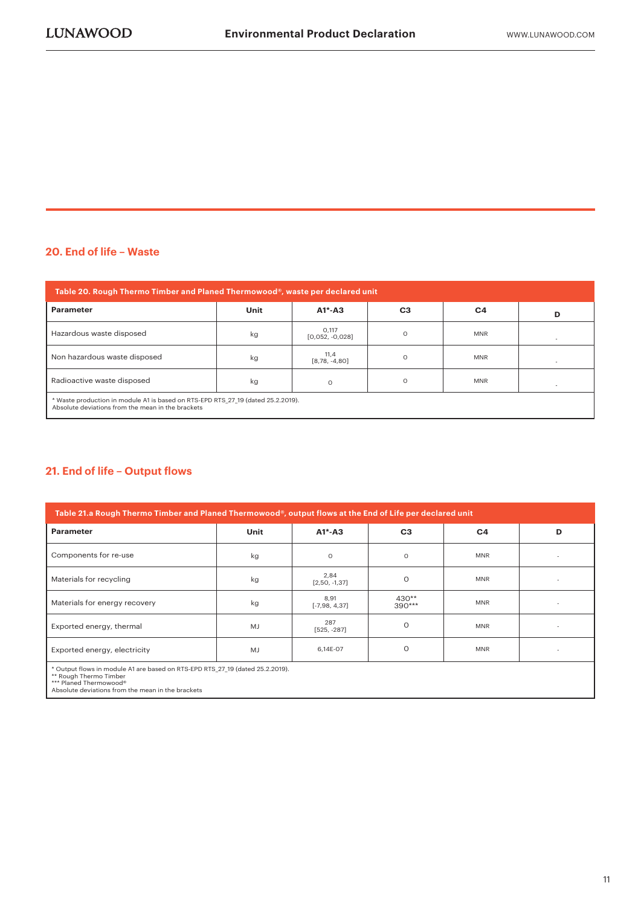## 20. End of life – Waste

| Table 20. Rough Thermo Timber and Planed Thermowood®, waste per declared unit | | | | | |
|---|---|---|---|---|---|
| **Parameter** | **Unit** | **A1*-A3** | **C3** | **C4** | **D** |
| Hazardous waste disposed | kg | 0,117 [0,052, -0,028] | 0 | MNR | - |
| Non hazardous waste disposed | kg | 11,4 [8,78, -4,80] | 0 | MNR | - |
| Radioactive waste disposed | kg | 0 | 0 | MNR | - |

\* Waste production in module A1 is based on RTS-EPD RTS_27_19 (dated 25.2.2019).
Absolute deviations from the mean in the brackets

## 21. End of life – Output flows

| Table 21.a Rough Thermo Timber and Planed Thermowood®, output flows at the End of Life per declared unit | | | | | |
|---|---|---|---|---|---|
| **Parameter** | **Unit** | **A1*-A3** | **C3** | **C4** | **D** |
| Components for re-use | kg | 0 | 0 | MNR | - |
| Materials for recycling | kg | 2,84 [2,50, -1,37] | 0 | MNR | - |
| Materials for energy recovery | kg | 8,91 [-7,98, 4,37] | 430** 390*** | MNR | - |
| Exported energy, thermal | MJ | 287 [525, -287] | 0 | MNR | - |
| Exported energy, electricity | MJ | 6,14E-07 | 0 | MNR | - |

\* Output flows in module A1 are based on RTS-EPD RTS_27_19 (dated 25.2.2019).
\** Rough Thermo Timber
\*** Planed Thermowood®
Absolute deviations from the mean in the brackets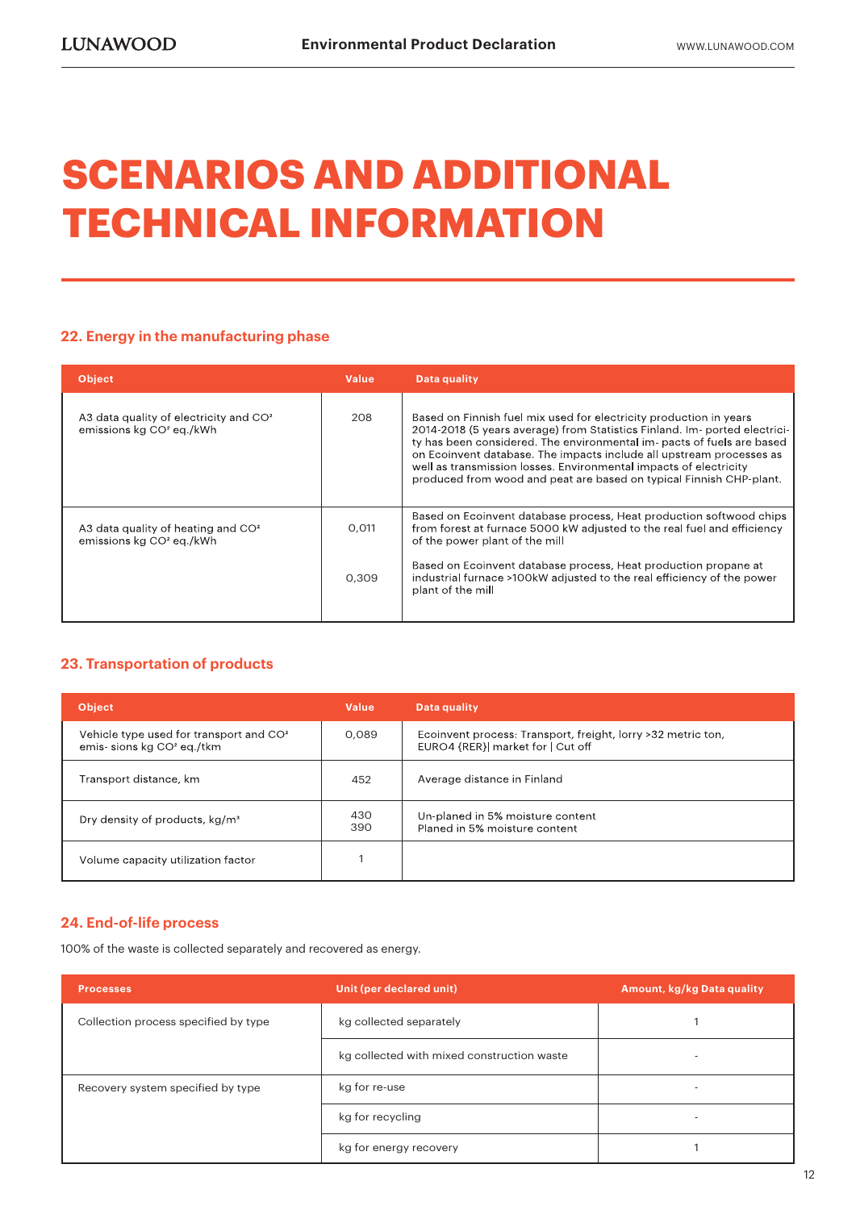# SCENARIOS AND ADDITIONAL TECHNICAL INFORMATION

## 22. Energy in the manufacturing phase

| Object | Value | Data quality |
|---|---|---|
| A3 data quality of electricity and $CO^2$ emissions kg $CO^2$ eq./kWh | 208 | Based on Finnish fuel mix used for electricity production in years 2014-2018 (5 years average) from Statistics Finland. Im- ported electricity has been considered. The environmental im- pacts of fuels are based on Ecoinvent database. The impacts include all upstream processes as well as transmission losses. Environmental impacts of electricity produced from wood and peat are based on typical Finnish CHP-plant. |
| A3 data quality of heating and $CO^2$ emissions kg $CO^2$ eq./kWh | 0,011 | Based on Ecoinvent database process, Heat production softwood chips from forest at furnace 5000 kW adjusted to the real fuel and efficiency of the power plant of the mill |
| | 0,309 | Based on Ecoinvent database process, Heat production propane at industrial furnace >100kW adjusted to the real efficiency of the power plant of the mill |

## 23. Transportation of products

| Object | Value | Data quality |
|---|---|---|
| Vehicle type used for transport and $CO^2$ emis- sions kg $CO^2$ eq./tkm | 0,089 | Ecoinvent process: Transport, freight, lorry >32 metric ton, EURO4 {RER}\| market for \| Cut off |
| Transport distance, km | 452 | Average distance in Finland |
| Dry density of products, kg/m³ | 430<br>390 | Un-planed in 5% moisture content<br>Planed in 5% moisture content |
| Volume capacity utilization factor | 1 | |

## 24. End-of-life process

100% of the waste is collected separately and recovered as energy.

| Processes | Unit (per declared unit) | Amount, kg/kg Data quality |
|---|---|---|
| Collection process specified by type | kg collected separately | 1 |
| | kg collected with mixed construction waste | - |
| Recovery system specified by type | kg for re-use | - |
| | kg for recycling | - |
| | kg for energy recovery | 1 |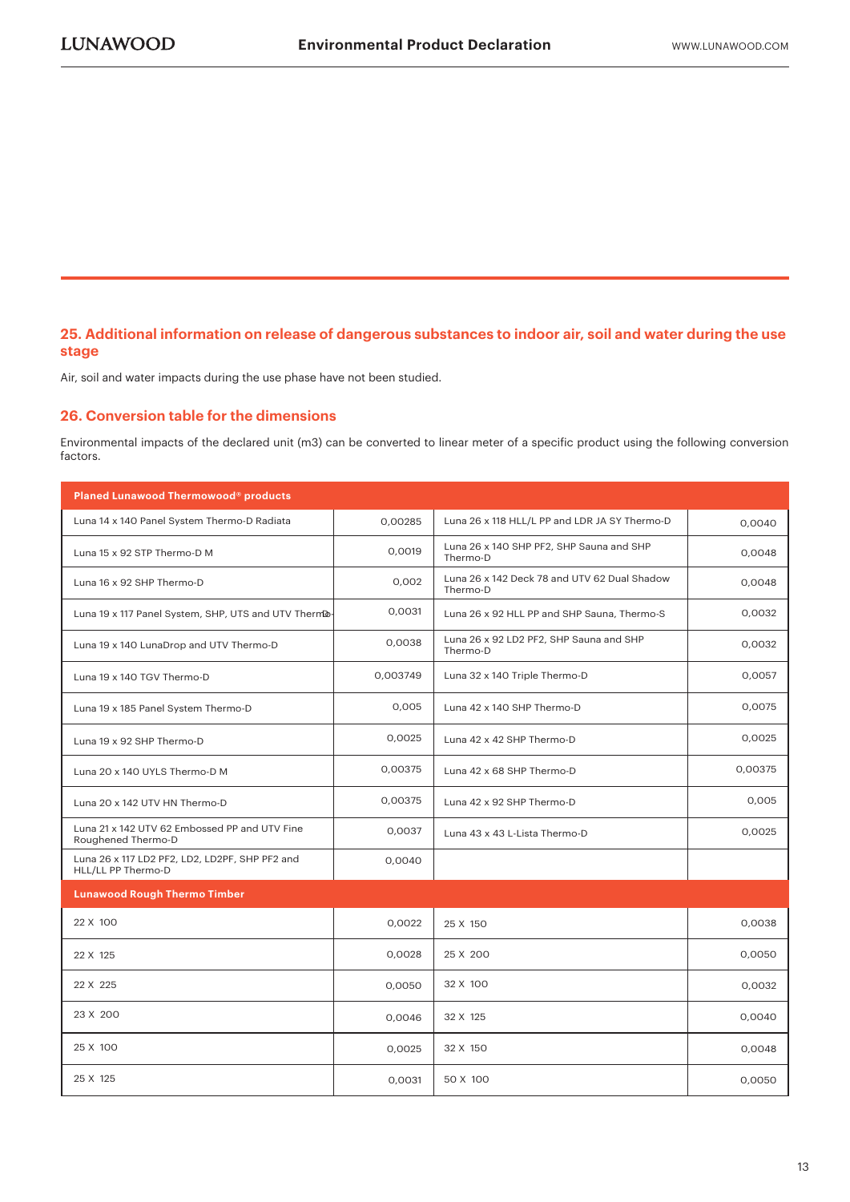## 25. Additional information on release of dangerous substances to indoor air, soil and water during the use stage

Air, soil and water impacts during the use phase have not been studied.

## 26. Conversion table for the dimensions

Environmental impacts of the declared unit (m3) can be converted to linear meter of a specific product using the following conversion factors.

| Planed Lunawood Thermowood® products | | | |
|---|---|---|---|
| Luna 14 x 140 Panel System Thermo-D Radiata | 0,00285 | Luna 26 x 118 HLL/L PP and LDR JA SY Thermo-D | 0,0040 |
| Luna 15 x 92 STP Thermo-D M | 0,0019 | Luna 26 x 140 SHP PF2, SHP Sauna and SHP Thermo-D | 0,0048 |
| Luna 16 x 92 SHP Thermo-D | 0,002 | Luna 26 x 142 Deck 78 and UTV 62 Dual Shadow Thermo-D | 0,0048 |
| Luna 19 x 117 Panel System, SHP, UTS and UTV Thermo-D | 0,0031 | Luna 26 x 92 HLL PP and SHP Sauna, Thermo-S | 0,0032 |
| Luna 19 x 140 LunaDrop and UTV Thermo-D | 0,0038 | Luna 26 x 92 LD2 PF2, SHP Sauna and SHP Thermo-D | 0,0032 |
| Luna 19 x 140 TGV Thermo-D | 0,003749 | Luna 32 x 140 Triple Thermo-D | 0,0057 |
| Luna 19 x 185 Panel System Thermo-D | 0,005 | Luna 42 x 140 SHP Thermo-D | 0,0075 |
| Luna 19 x 92 SHP Thermo-D | 0,0025 | Luna 42 x 42 SHP Thermo-D | 0,0025 |
| Luna 20 x 140 UYLS Thermo-D M | 0,00375 | Luna 42 x 68 SHP Thermo-D | 0,00375 |
| Luna 20 x 142 UTV HN Thermo-D | 0,00375 | Luna 42 x 92 SHP Thermo-D | 0,005 |
| Luna 21 x 142 UTV 62 Embossed PP and UTV Fine Roughened Thermo-D | 0,0037 | Luna 43 x 43 L-Lista Thermo-D | 0,0025 |
| Luna 26 x 117 LD2 PF2, LD2, LD2PF, SHP PF2 and HLL/LL PP Thermo-D | 0,0040 | | |
| **Lunawood Rough Thermo Timber** | | | |
| 22 X 100 | 0,0022 | 25 X 150 | 0,0038 |
| 22 X 125 | 0,0028 | 25 X 200 | 0,0050 |
| 22 X 225 | 0,0050 | 32 X 100 | 0,0032 |
| 23 X 200 | 0,0046 | 32 X 125 | 0,0040 |
| 25 X 100 | 0,0025 | 32 X 150 | 0,0048 |
| 25 X 125 | 0,0031 | 50 X 100 | 0,0050 |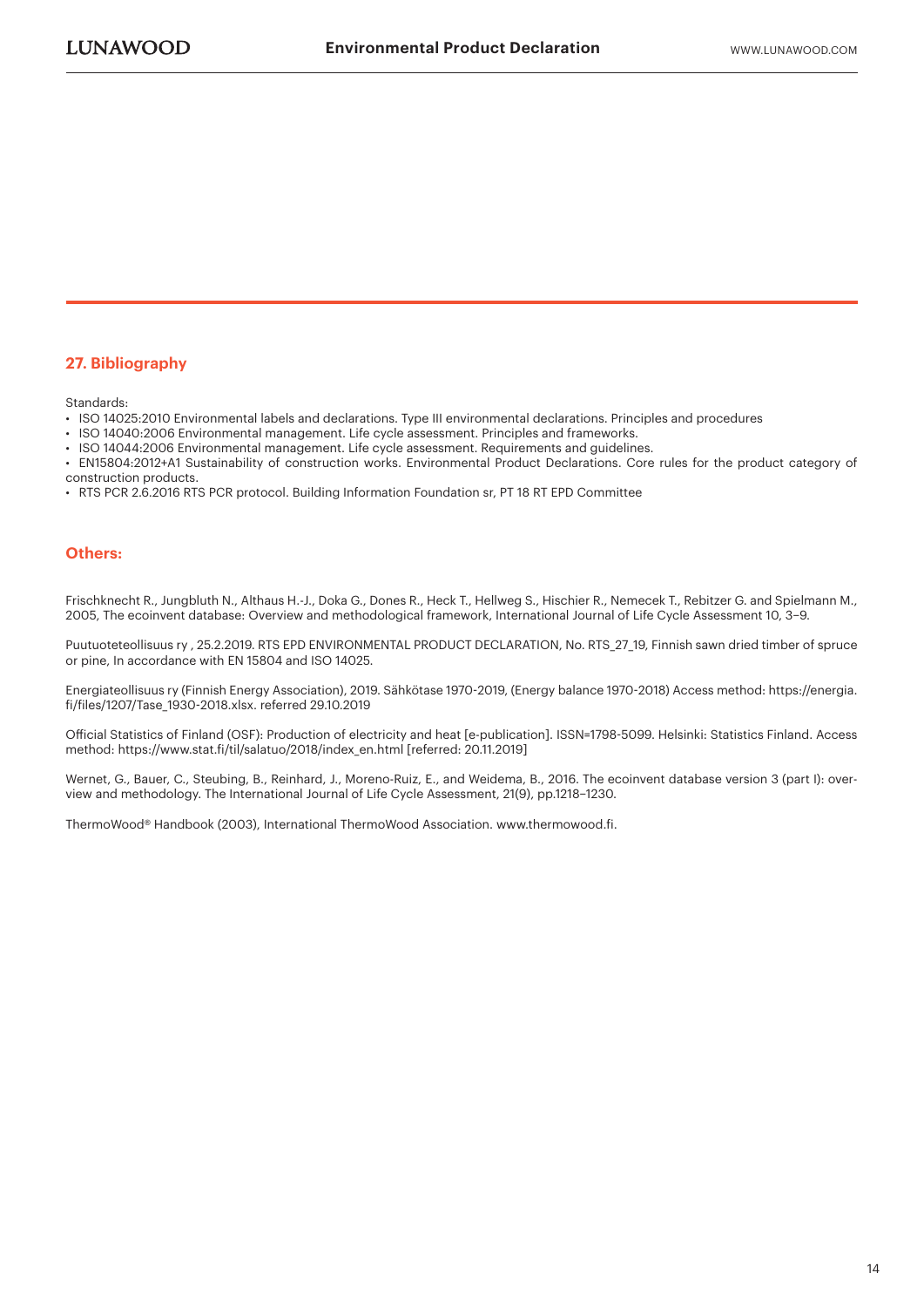## 27. Bibliography

Standards:

- ISO 14025:2010 Environmental labels and declarations. Type III environmental declarations. Principles and procedures
- ISO 14040:2006 Environmental management. Life cycle assessment. Principles and frameworks.
- ISO 14044:2006 Environmental management. Life cycle assessment. Requirements and guidelines.
- EN15804:2012+A1 Sustainability of construction works. Environmental Product Declarations. Core rules for the product category of construction products.
- RTS PCR 2.6.2016 RTS PCR protocol. Building Information Foundation sr, PT 18 RT EPD Committee

## Others:

Frischknecht R., Jungbluth N., Althaus H.-J., Doka G., Dones R., Heck T., Hellweg S., Hischier R., Nemecek T., Rebitzer G. and Spielmann M., 2005, The ecoinvent database: Overview and methodological framework, International Journal of Life Cycle Assessment 10, 3–9.

Puutuoteteollisuus ry , 25.2.2019. RTS EPD ENVIRONMENTAL PRODUCT DECLARATION, No. RTS_27_19, Finnish sawn dried timber of spruce or pine, In accordance with EN 15804 and ISO 14025.

Energiateollisuus ry (Finnish Energy Association), 2019. Sähkötase 1970-2019, (Energy balance 1970-2018) Access method: https://energia.fi/files/1207/Tase_1930-2018.xlsx. referred 29.10.2019

Official Statistics of Finland (OSF): Production of electricity and heat [e-publication]. ISSN=1798-5099. Helsinki: Statistics Finland. Access method: https://www.stat.fi/til/salatuo/2018/index_en.html [referred: 20.11.2019]

Wernet, G., Bauer, C., Steubing, B., Reinhard, J., Moreno-Ruiz, E., and Weidema, B., 2016. The ecoinvent database version 3 (part I): overview and methodology. The International Journal of Life Cycle Assessment, 21(9), pp.1218–1230.

ThermoWood® Handbook (2003), International ThermoWood Association. www.thermowood.fi.